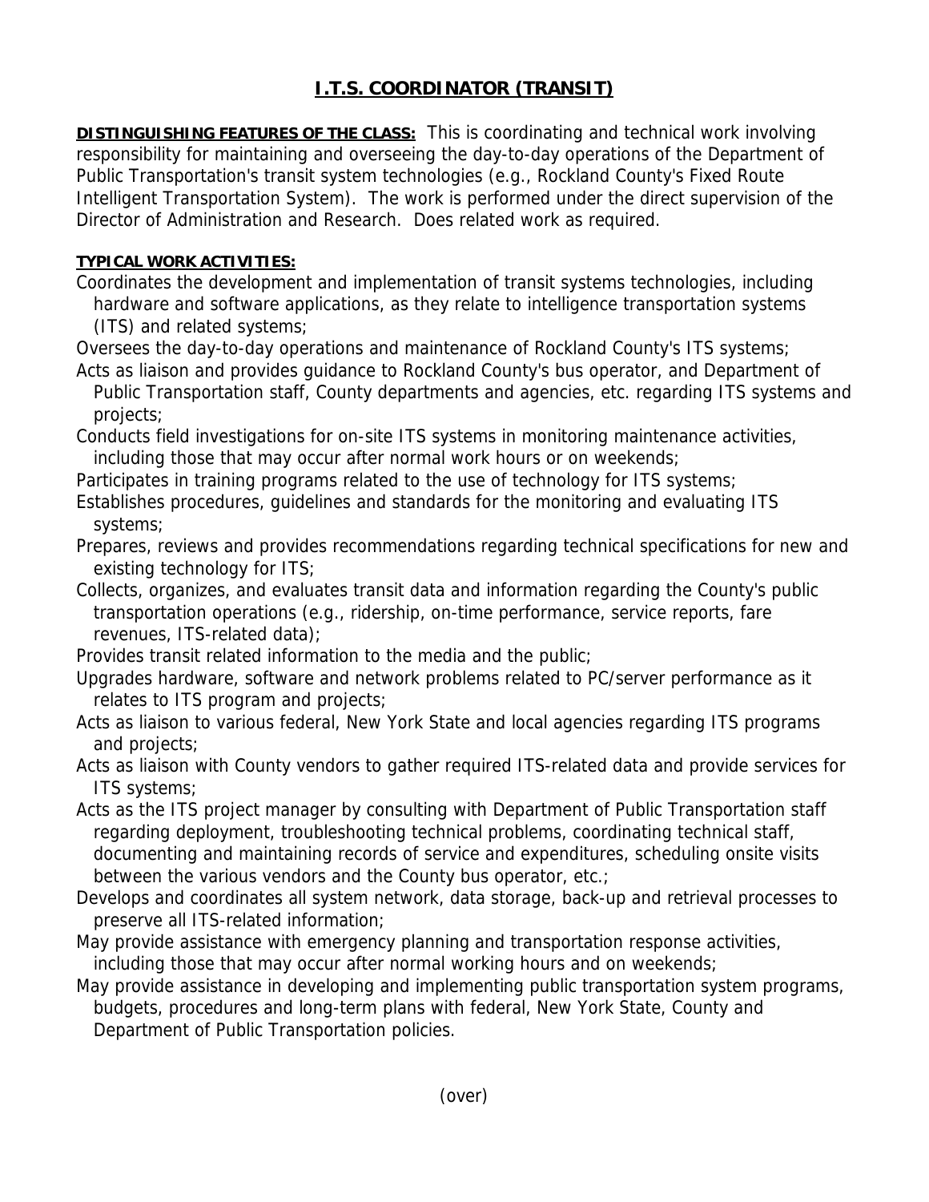# I.T.S. COORDINATOR (TRANSIT)

**DISTINGUISHING FEATURES OF THE CLASS:** This is coordinating and technical work involving responsibility for maintaining and overseeing the day-to-day operations of the Department of Public Transportation's transit system technologies (e.g., Rockland County's Fixed Route Intelligent Transportation System). The work is performed under the direct supervision of the Director of Administration and Research. Does related work as required.

**TYPICAL WORK ACTIVITIES:**

Coordinates the development and implementation of transit systems technologies, including hardware and software applications, as they relate to intelligence transportation systems (ITS) and related systems;

Oversees the day-to-day operations and maintenance of Rockland County's ITS systems;

Acts as liaison and provides guidance to Rockland County's bus operator, and Department of Public Transportation staff, County departments and agencies, etc. regarding ITS systems and projects;

Conducts field investigations for on-site ITS systems in monitoring maintenance activities, including those that may occur after normal work hours or on weekends;

Participates in training programs related to the use of technology for ITS systems;

Establishes procedures, guidelines and standards for the monitoring and evaluating ITS systems;

Prepares, reviews and provides recommendations regarding technical specifications for new and existing technology for ITS;

Collects, organizes, and evaluates transit data and information regarding the County's public transportation operations (e.g., ridership, on-time performance, service reports, fare revenues, ITS-related data);

Provides transit related information to the media and the public;

Upgrades hardware, software and network problems related to PC/server performance as it relates to ITS program and projects;

Acts as liaison to various federal, New York State and local agencies regarding ITS programs and projects;

Acts as liaison with County vendors to gather required ITS-related data and provide services for ITS systems;

Acts as the ITS project manager by consulting with Department of Public Transportation staff regarding deployment, troubleshooting technical problems, coordinating technical staff, documenting and maintaining records of service and expenditures, scheduling onsite visits between the various vendors and the County bus operator, etc.;

Develops and coordinates all system network, data storage, back-up and retrieval processes to preserve all ITS-related information;

May provide assistance with emergency planning and transportation response activities, including those that may occur after normal working hours and on weekends;

May provide assistance in developing and implementing public transportation system programs, budgets, procedures and long-term plans with federal, New York State, County and Department of Public Transportation policies.

(over)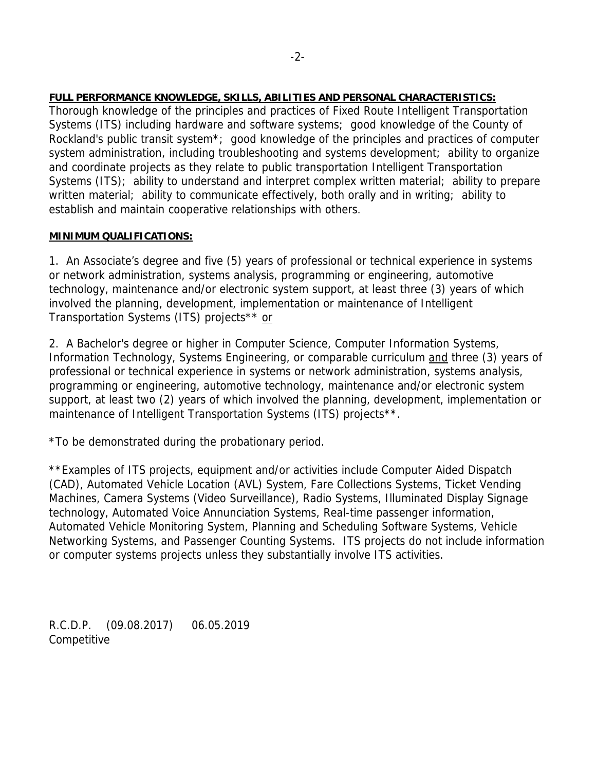**FULL PERFORMANCE KNOWLEDGE, SKILLS, ABILITIES AND PERSONAL CHARACTERISTICS:**
Thorough knowledge of the principles and practices of Fixed Route Intelligent Transportation Systems (ITS) including hardware and software systems; good knowledge of the County of Rockland's public transit system*; good knowledge of the principles and practices of computer system administration, including troubleshooting and systems development; ability to organize and coordinate projects as they relate to public transportation Intelligent Transportation Systems (ITS); ability to understand and interpret complex written material; ability to prepare written material; ability to communicate effectively, both orally and in writing; ability to establish and maintain cooperative relationships with others.

**MINIMUM QUALIFICATIONS:**

1. An Associate's degree and five (5) years of professional or technical experience in systems or network administration, systems analysis, programming or engineering, automotive technology, maintenance and/or electronic system support, at least three (3) years of which involved the planning, development, implementation or maintenance of Intelligent Transportation Systems (ITS) projects** <u>or</u>

2. A Bachelor's degree or higher in Computer Science, Computer Information Systems, Information Technology, Systems Engineering, or comparable curriculum <u>and</u> three (3) years of professional or technical experience in systems or network administration, systems analysis, programming or engineering, automotive technology, maintenance and/or electronic system support, at least two (2) years of which involved the planning, development, implementation or maintenance of Intelligent Transportation Systems (ITS) projects**.

*To be demonstrated during the probationary period.

**Examples of ITS projects, equipment and/or activities include Computer Aided Dispatch (CAD), Automated Vehicle Location (AVL) System, Fare Collections Systems, Ticket Vending Machines, Camera Systems (Video Surveillance), Radio Systems, Illuminated Display Signage technology, Automated Voice Annunciation Systems, Real-time passenger information, Automated Vehicle Monitoring System, Planning and Scheduling Software Systems, Vehicle Networking Systems, and Passenger Counting Systems. ITS projects do not include information or computer systems projects unless they substantially involve ITS activities.

R.C.D.P. (09.08.2017) 06.05.2019
Competitive